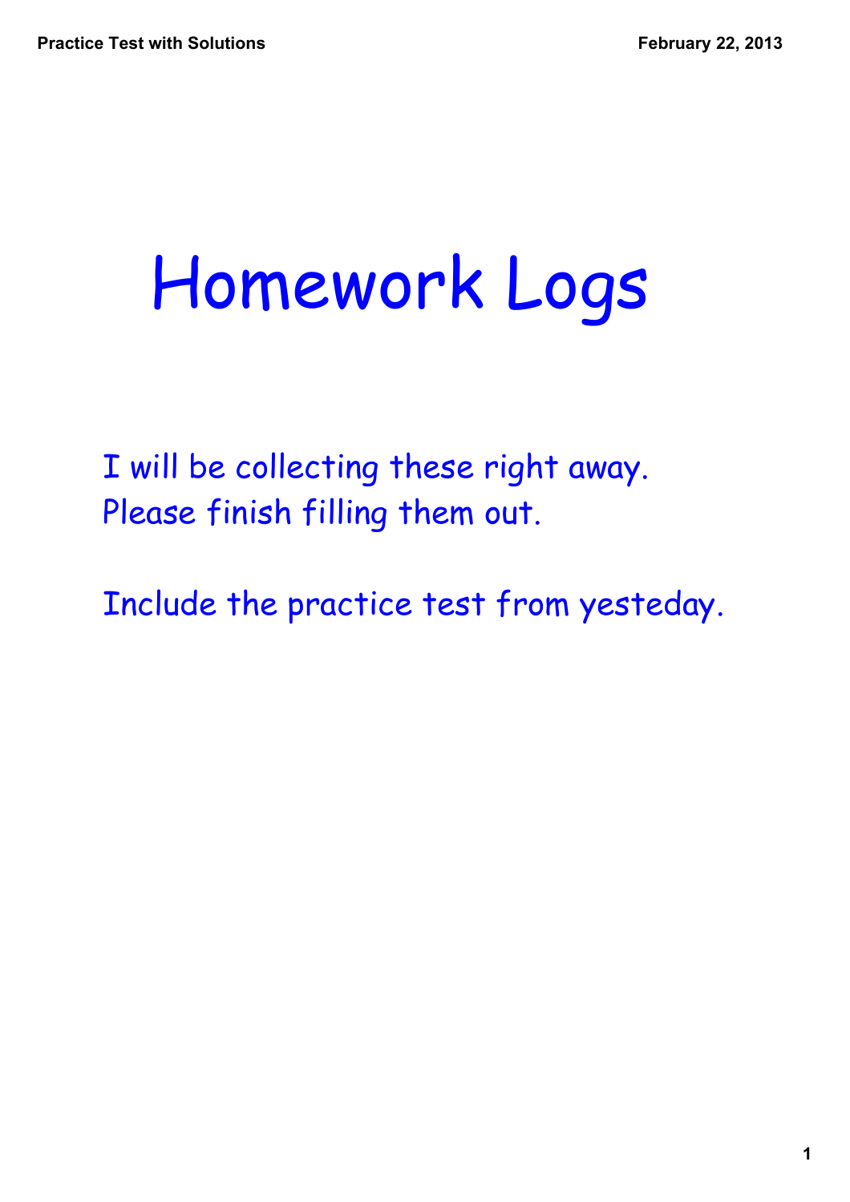# Homework Logs

I will be collecting these right away.
Please finish filling them out.

Include the practice test from yesteday.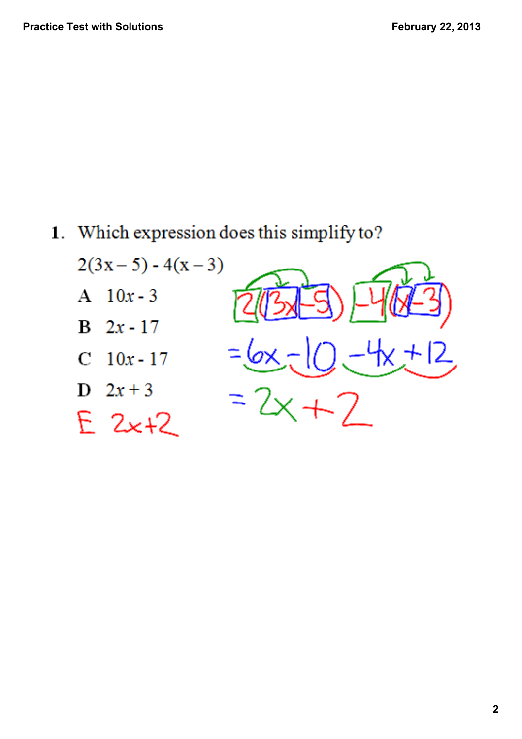**1.** Which expression does this simplify to?

$2(3x - 5) - 4(x - 3)$

**A** $10x - 3$

**B** $2x - 17$

**C** $10x - 17$

**D** $2x + 3$

E $2x+2$

$$2(3x - 5) - 4(x - 3)$$

$$= 6x - 10 - 4x + 12$$

$$= 2x + 2$$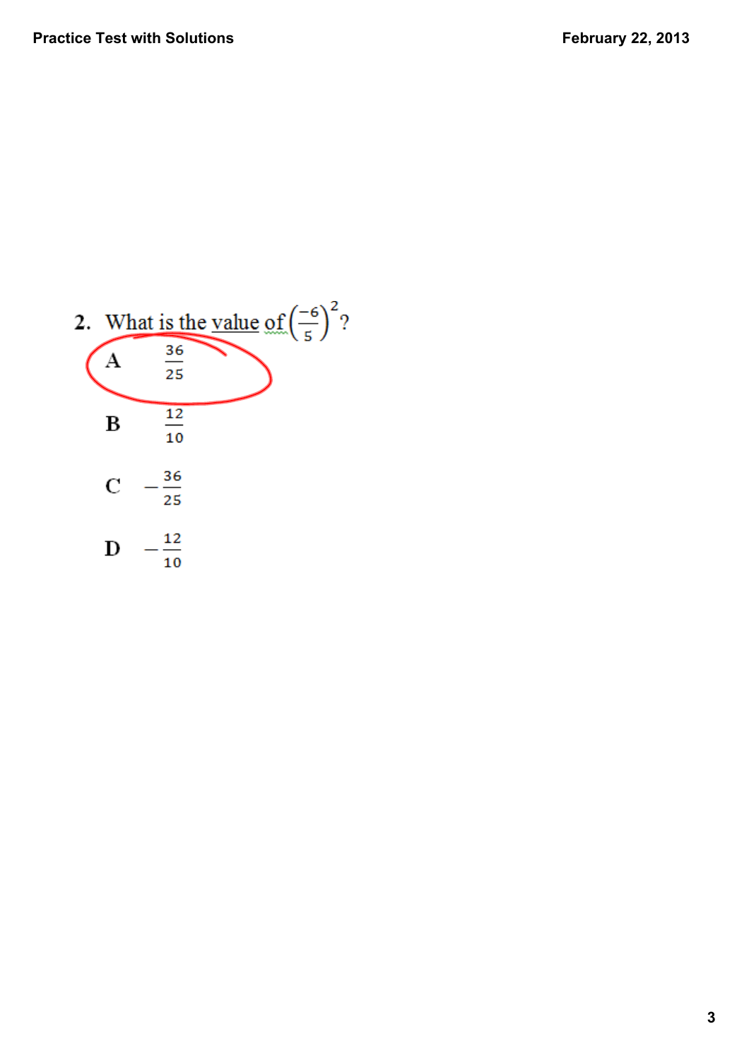2. What is the value of $\left(\frac{-6}{5}\right)^2$?

A $\frac{36}{25}$

B $\frac{12}{10}$

C $-\frac{36}{25}$

D $-\frac{12}{10}$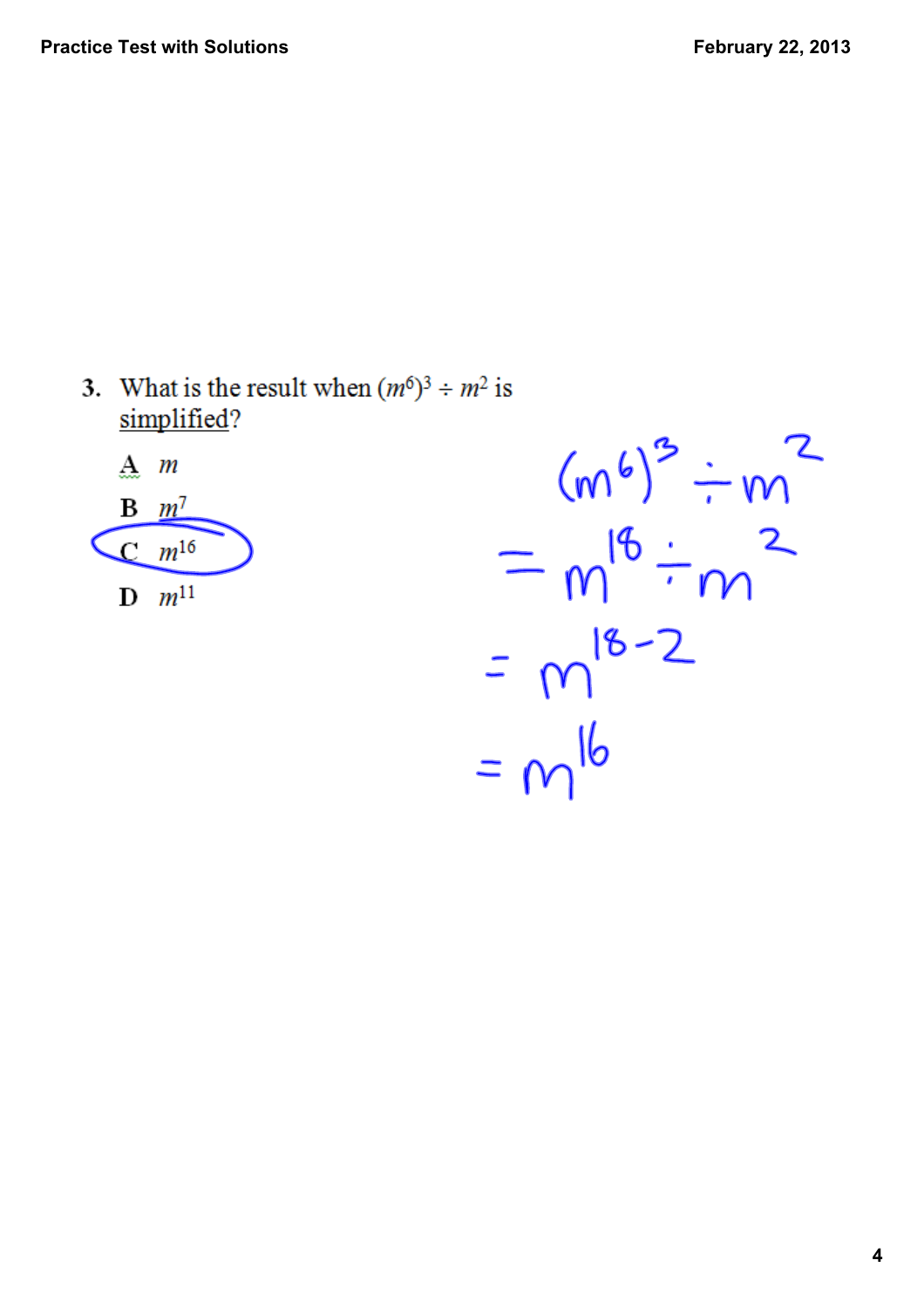3. What is the result when $(m^6)^3 \div m^2$ is simplified?

A $m$

B $m^7$

C $m^{16}$

D $m^{11}$

$$(m^6)^3 \div m^2$$

$$= m^{18} \div m^2$$

$$= m^{18-2}$$

$$= m^{16}$$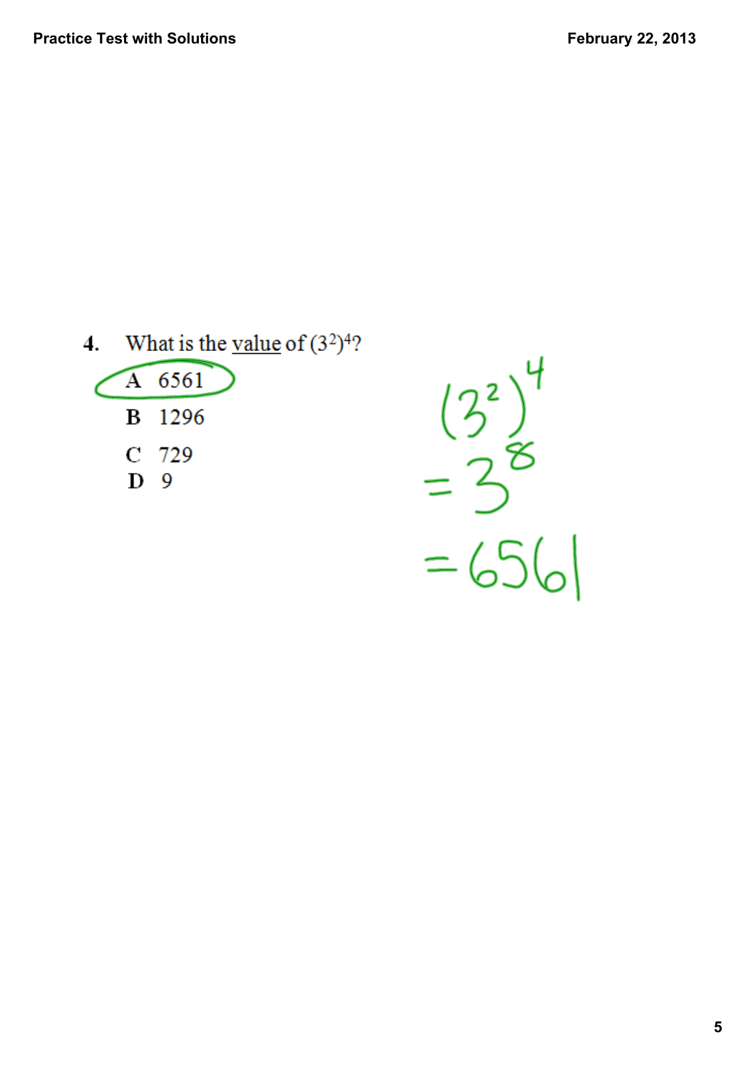4. What is the value of $(3^2)^4$?

A 6561 (circled)

B 1296

C 729

D 9

$$(3^2)^4$$

$$= 3^8$$

$$= 6561$$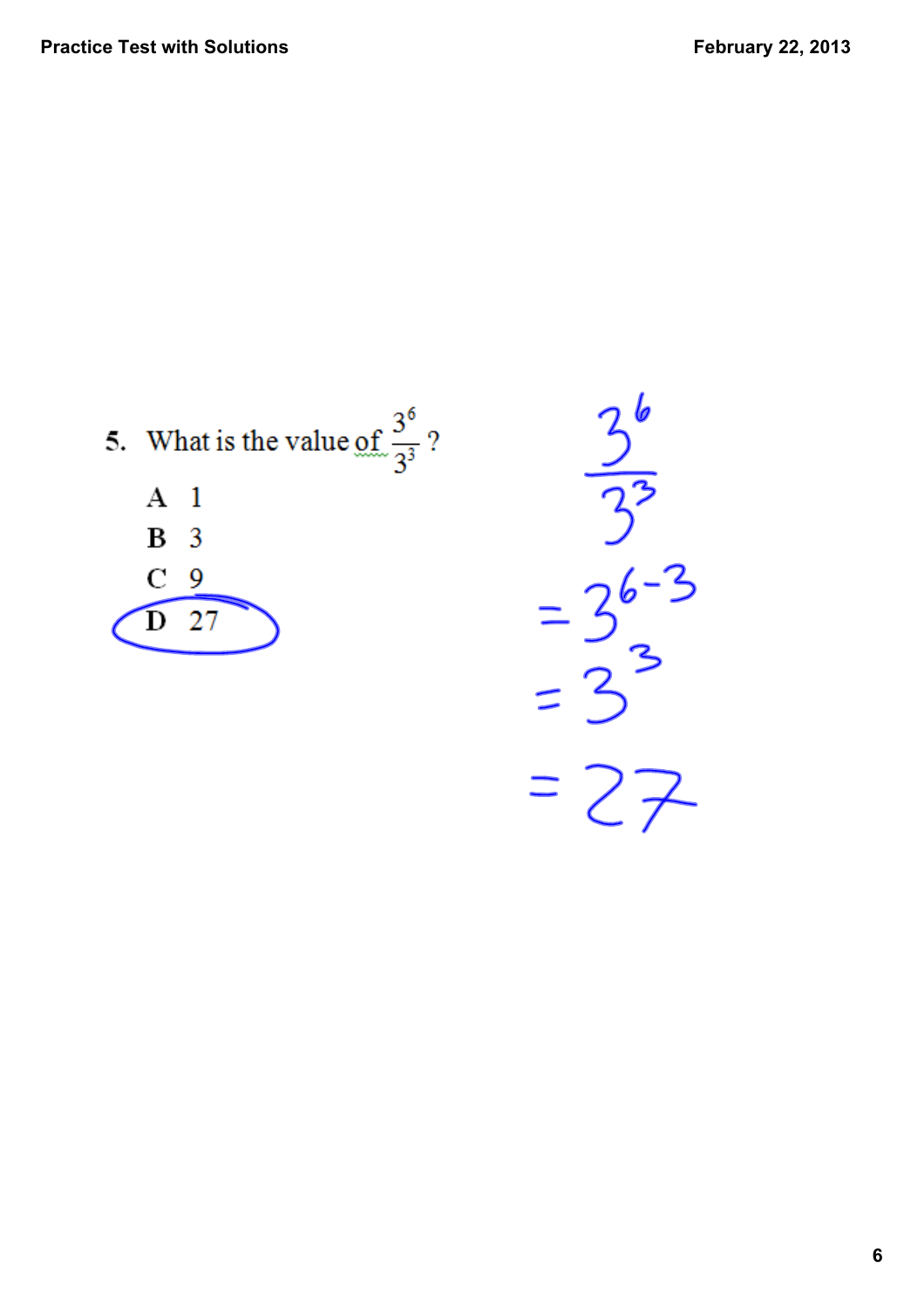5. What is the value of $\frac{3^6}{3^3}$?

A 1

B 3

C 9

**D 27** (circled)

$$\frac{3^6}{3^3}$$

$$= 3^{6-3}$$

$$= 3^3$$

$$= 27$$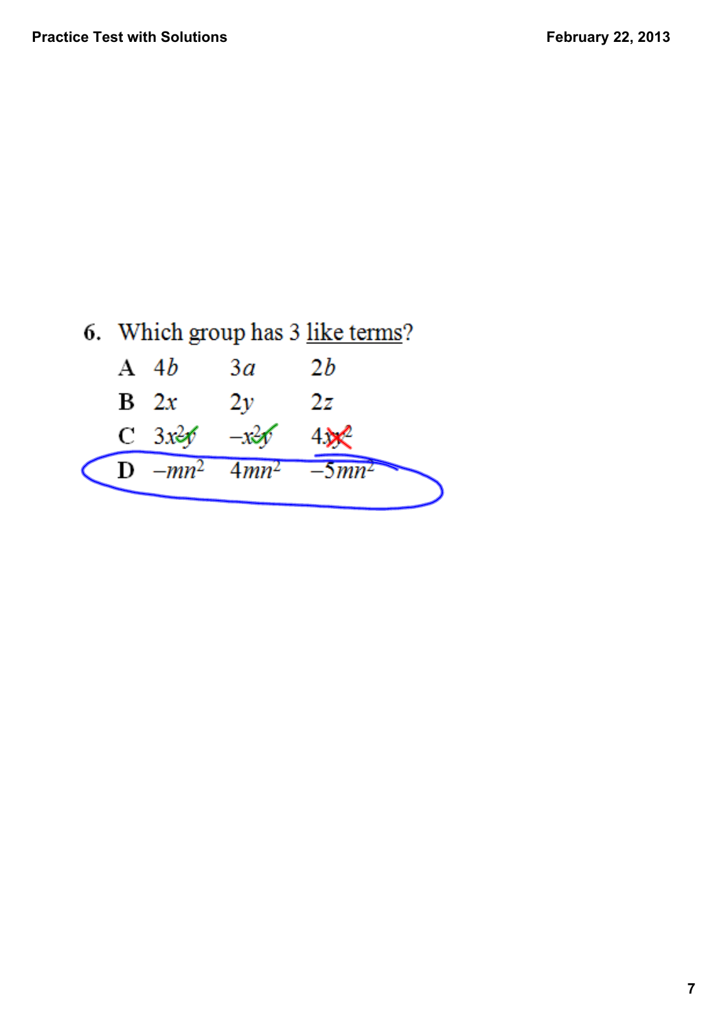6. Which group has 3 <u>like terms</u>?

A $4b$ $3a$ $2b$

B $2x$ $2y$ $2z$

C $3x^2y$ $-x^2y$ $4xy^2$

D $-mn^2$ $4mn^2$ $-5mn^2$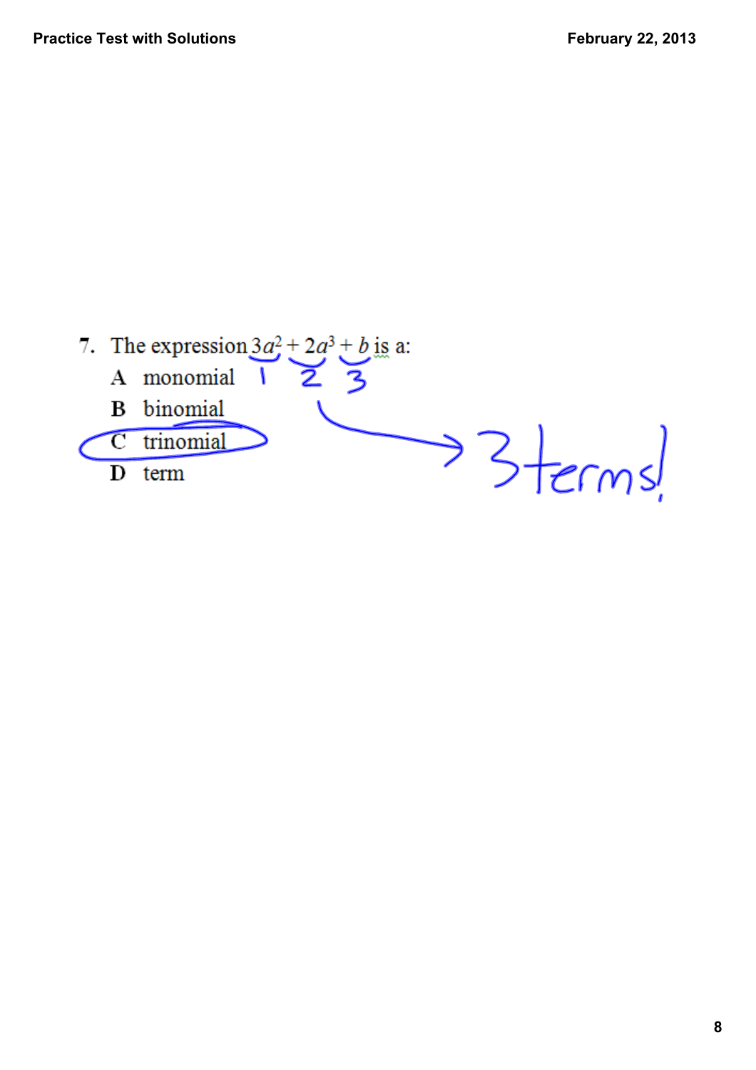7. The expression $3a^2 + 2a^3 + b$ is a:

   A monomial

   B binomial

   C trinomial

   D term

1 2 3

3 terms!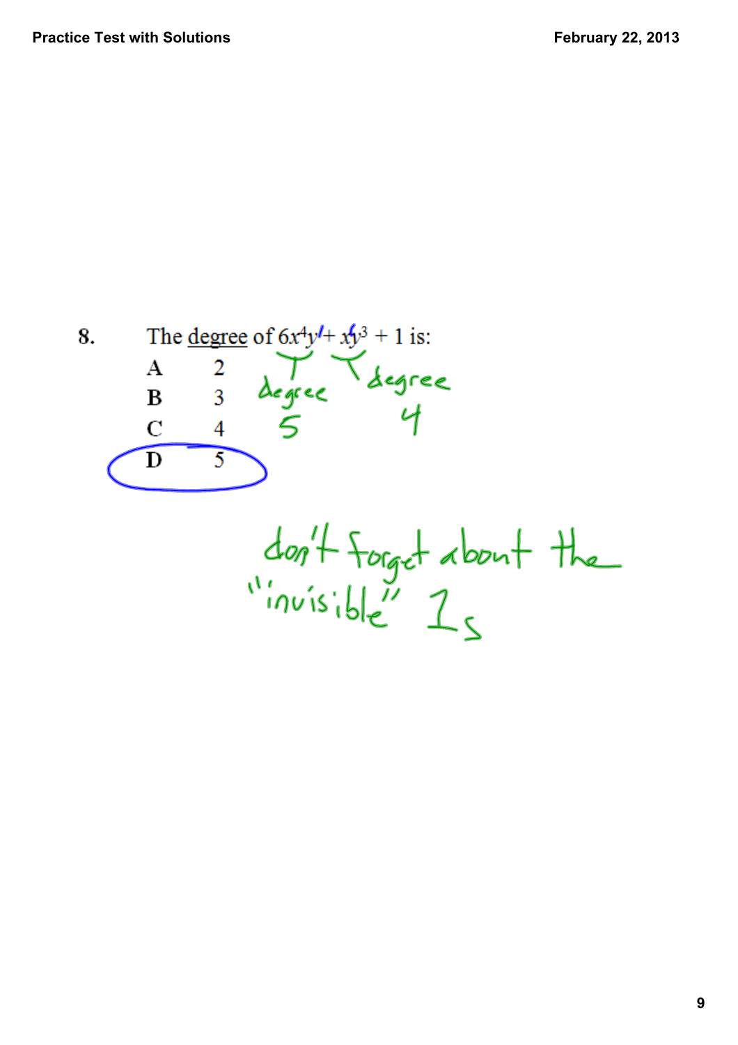8. The degree of $6x^4y^1 + x^1y^3 + 1$ is:

A 2

B 3

C 4

**D 5** (circled)

degree 5 &nbsp;&nbsp;&nbsp; degree 4

don't forget about the "invisible" 1s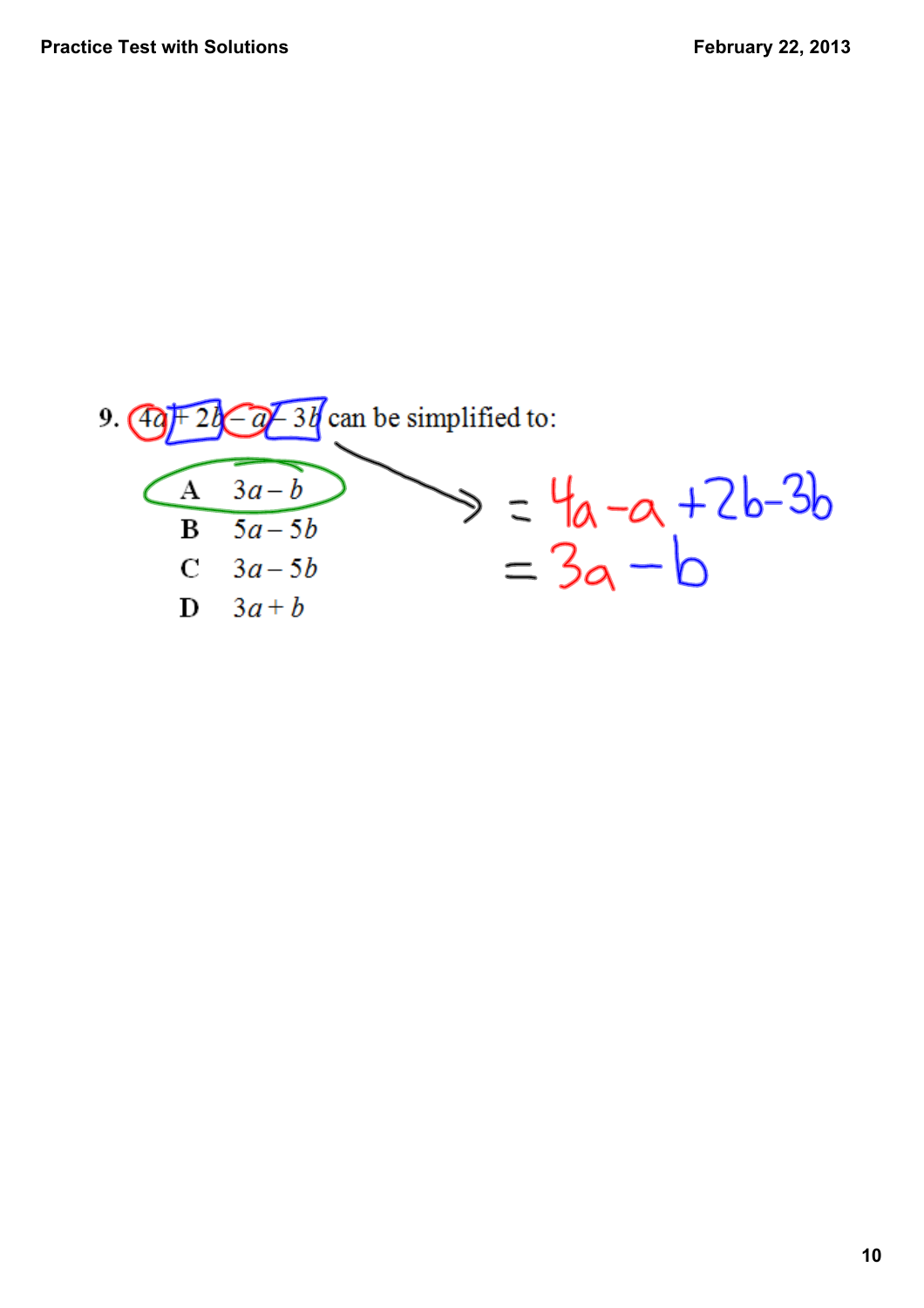9. $4a + 2b - a - 3b$ can be simplified to:

A $3a - b$

B $5a - 5b$

C $3a - 5b$

D $3a + b$

$= 4a - a + 2b - 3b$

$= 3a - b$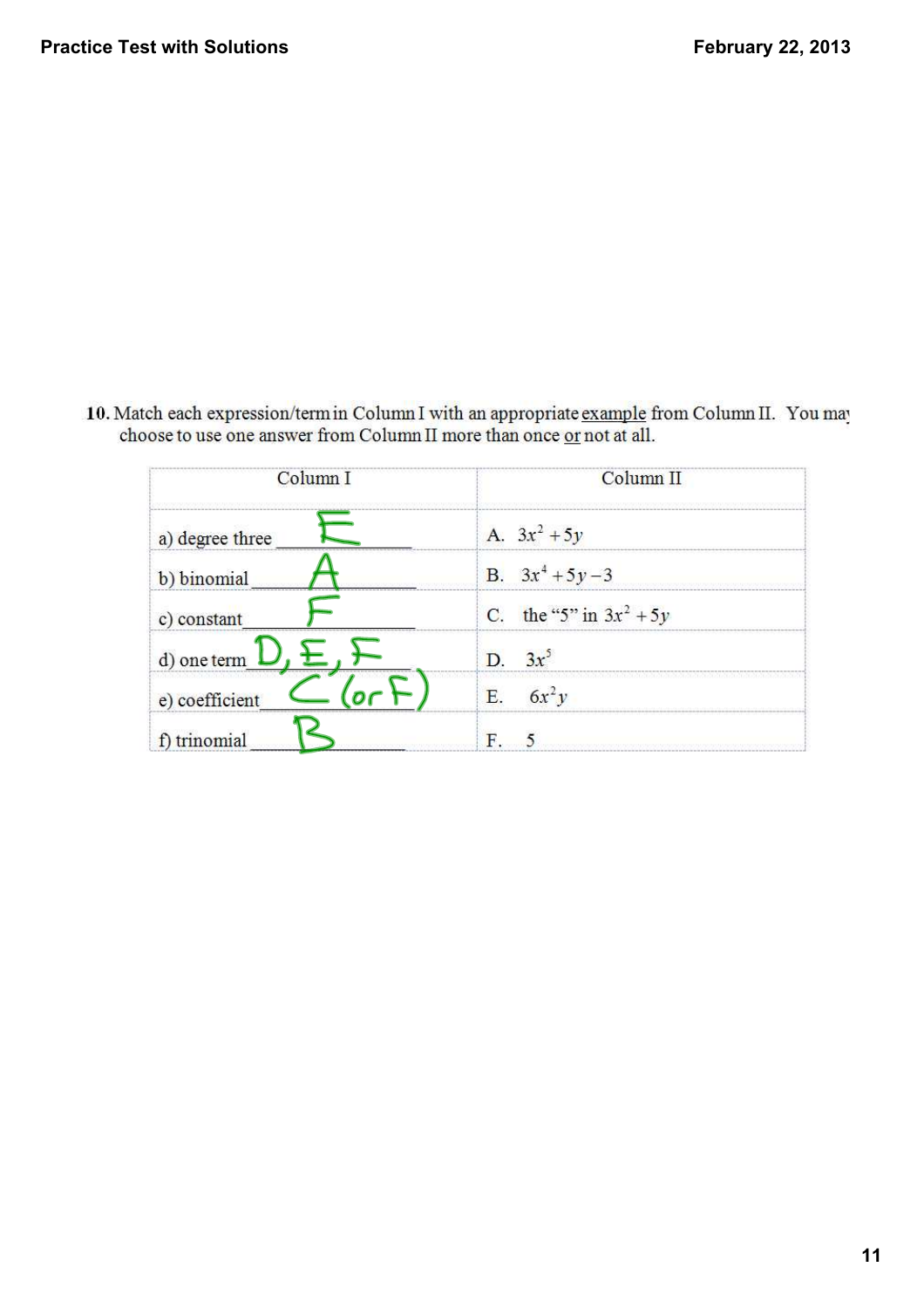10. Match each expression/term in Column I with an appropriate example from Column II. You may choose to use one answer from Column II more than once or not at all.

| Column I | Column II |
|---|---|
| a) degree three ___E___ | A. $3x^2 + 5y$ |
| b) binomial ___A___ | B. $3x^4 + 5y - 3$ |
| c) constant ___F___ | C. the "5" in $3x^2 + 5y$ |
| d) one term ___D, E, F___ | D. $3x^5$ |
| e) coefficient ___C (or F)___ | E. $6x^2y$ |
| f) trinomial ___B___ | F. 5 |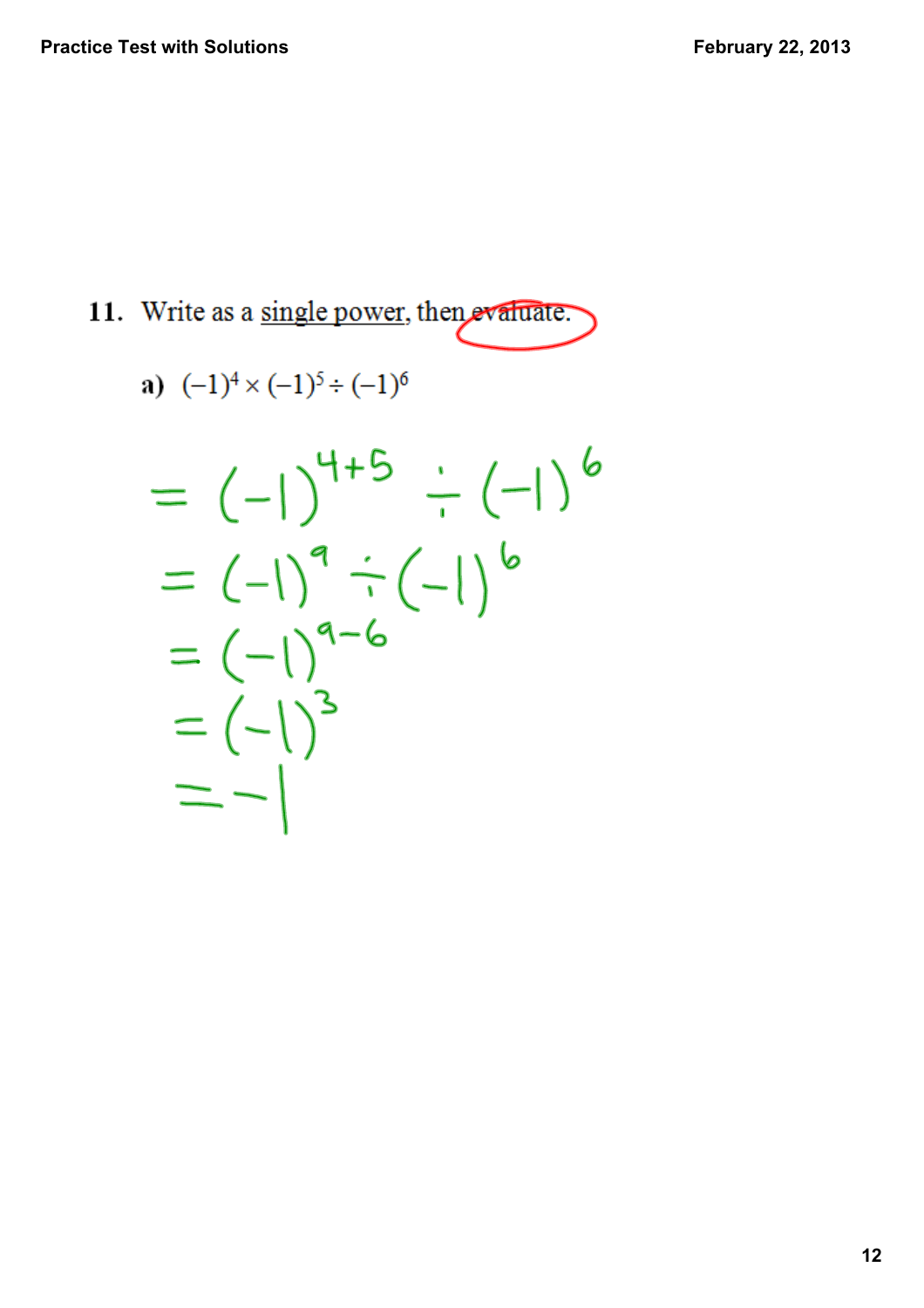**11.** Write as a single power, then evaluate.

**a)** $(-1)^4 \times (-1)^5 \div (-1)^6$

$$= (-1)^{4+5} \div (-1)^6$$

$$= (-1)^9 \div (-1)^6$$

$$= (-1)^{9-6}$$

$$= (-1)^3$$

$$= -1$$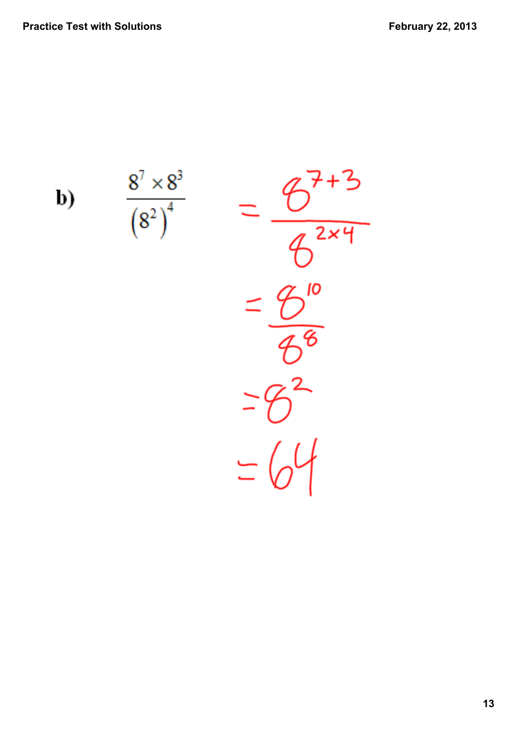**b)** $$\frac{8^7 \times 8^3}{\left(8^2\right)^4}$$

$$= \frac{8^{7+3}}{8^{2\times 4}}$$

$$= \frac{8^{10}}{8^8}$$

$$= 8^2$$

$$= 64$$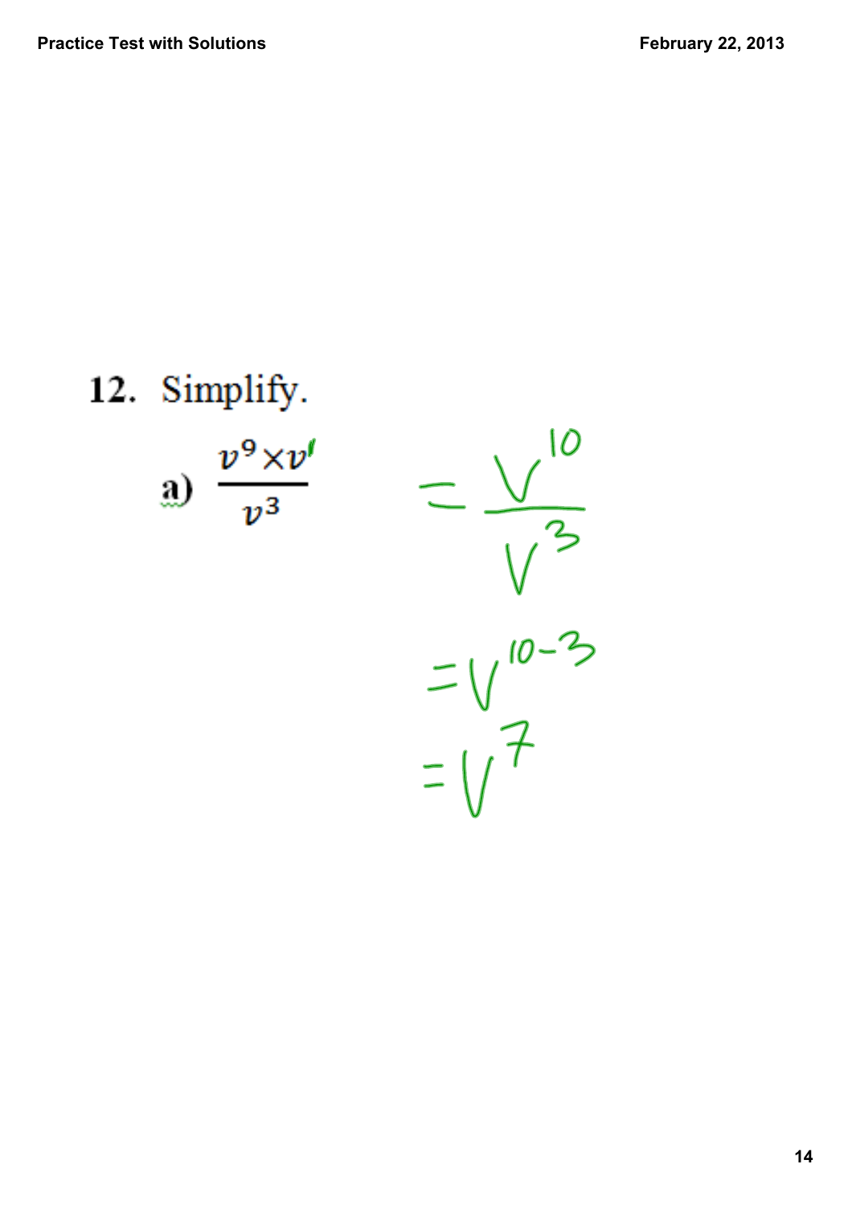**12.** Simplify.

a) $\dfrac{v^9 \times v^1}{v^3}$

$$= \frac{v^{10}}{v^3}$$

$$= v^{10-3}$$

$$= v^7$$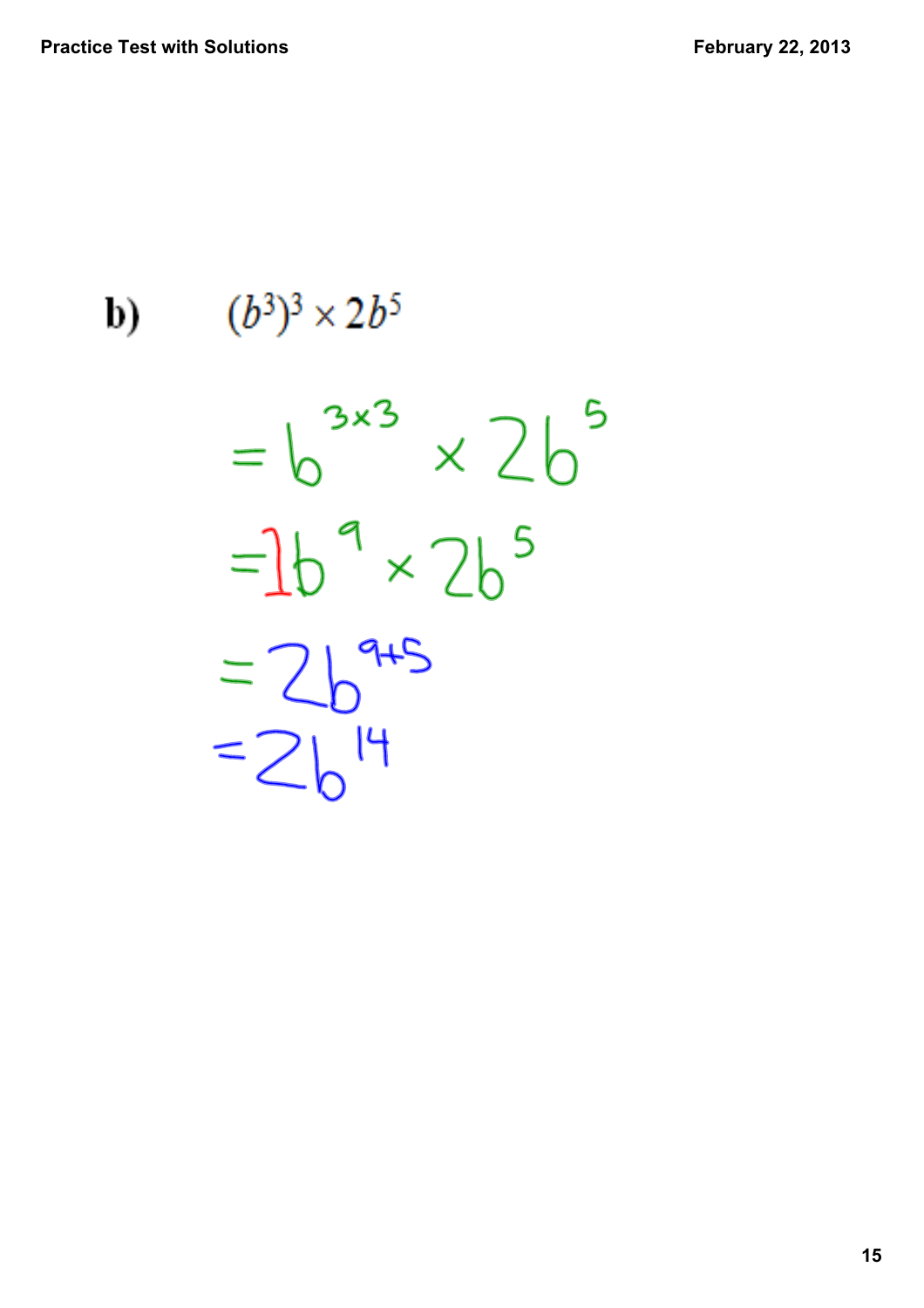**b)** $(b^3)^3 \times 2b^5$

$= b^{3\times3} \times 2b^5$

$= 1b^9 \times 2b^5$

$= 2b^{9+5}$

$= 2b^{14}$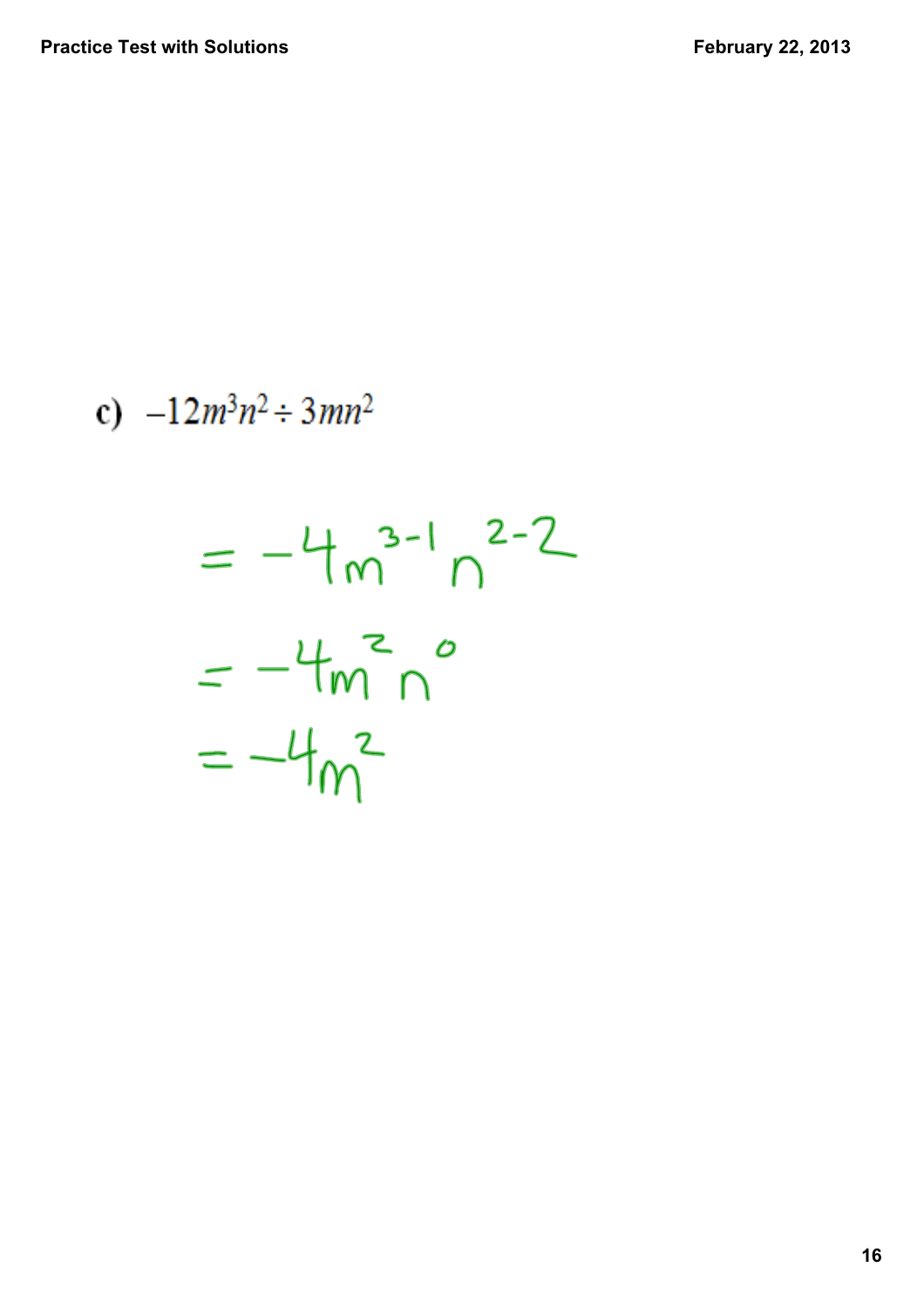c) $-12m^3n^2 \div 3mn^2$

$= -4m^{3-1}n^{2-2}$

$= -4m^2n^0$

$= -4m^2$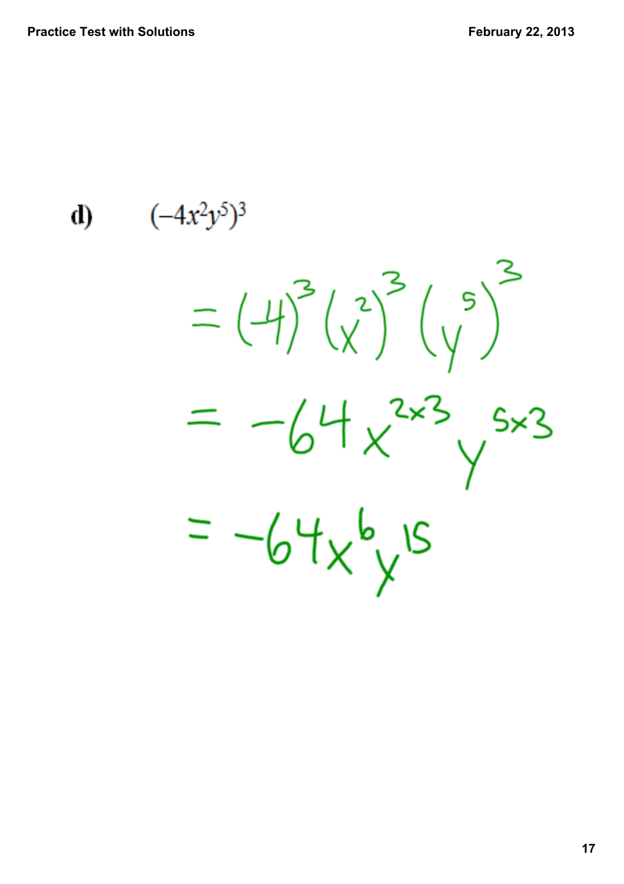**d)** $(-4x^2y^5)^3$

$$= (-4)^3 (x^2)^3 (y^5)^3$$

$$= -64 x^{2\times 3} y^{5\times 3}$$

$$= -64x^6y^{15}$$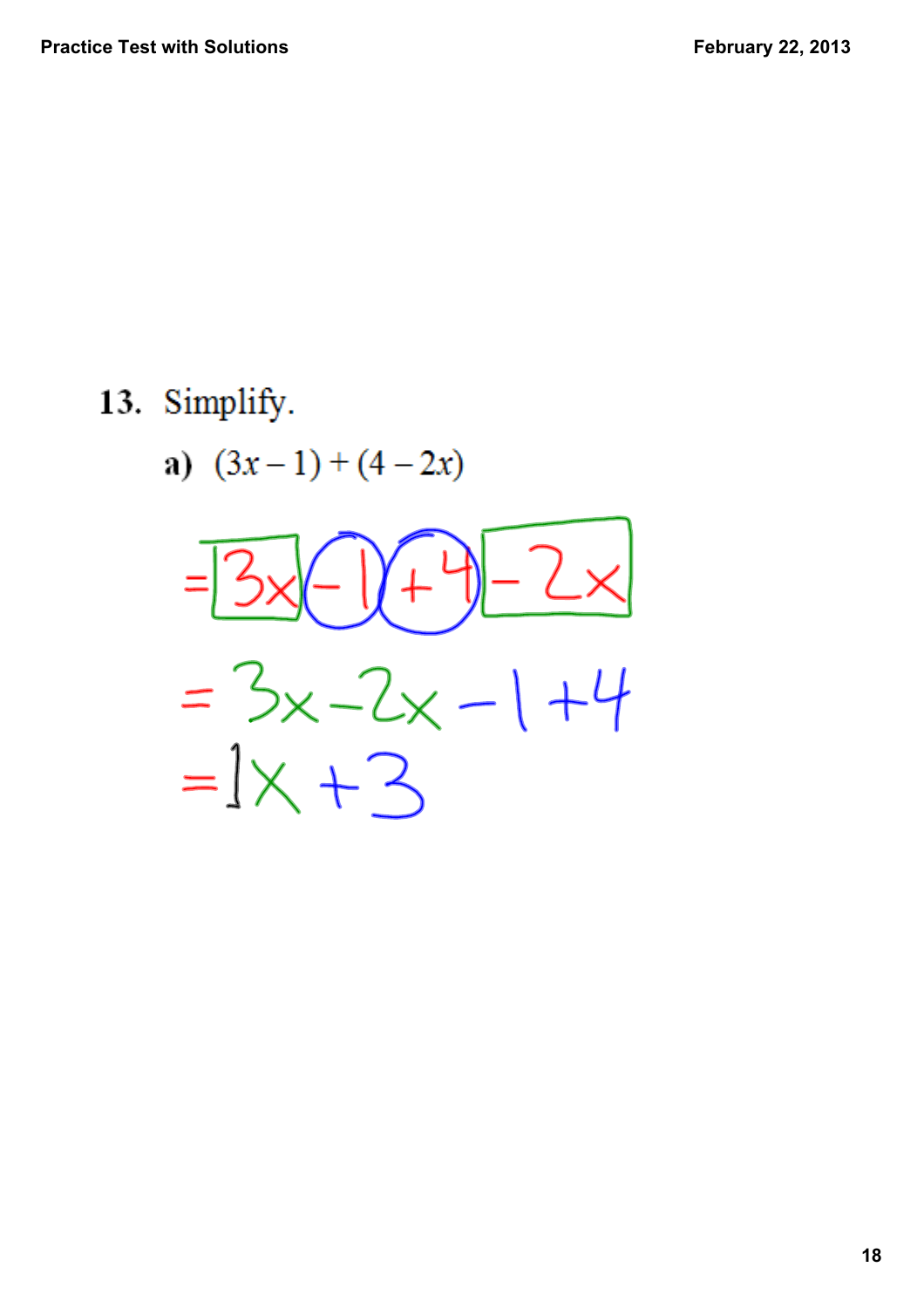**13.** Simplify.

**a)** $(3x - 1) + (4 - 2x)$

$= 3x - 1 + 4 - 2x$

$= 3x - 2x - 1 + 4$

$= 1x + 3$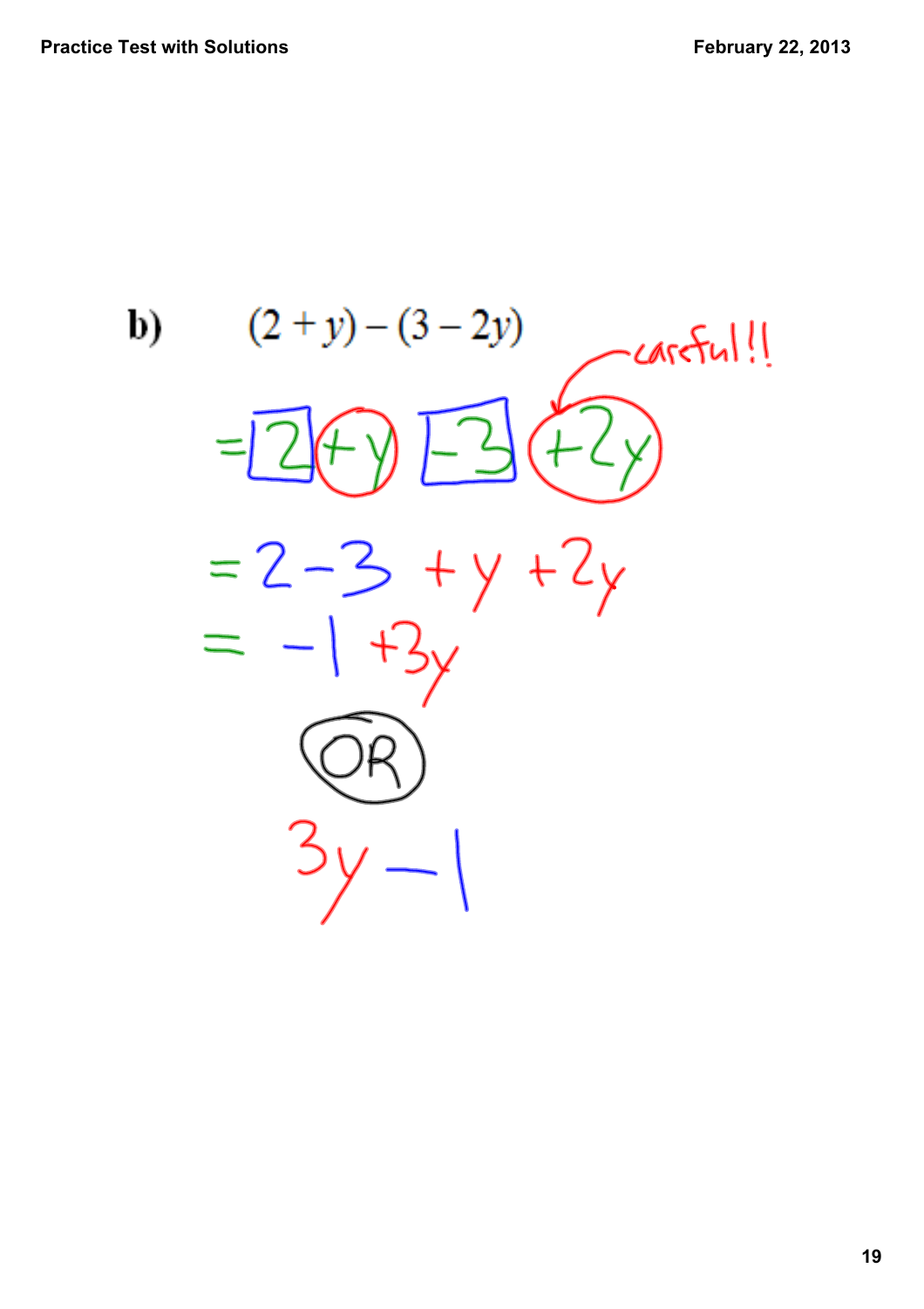**b)** $(2 + y) - (3 - 2y)$

careful!!

$= 2 + y - 3 + 2y$

$= 2 - 3 + y + 2y$

$= -1 + 3y$

OR

$3y - 1$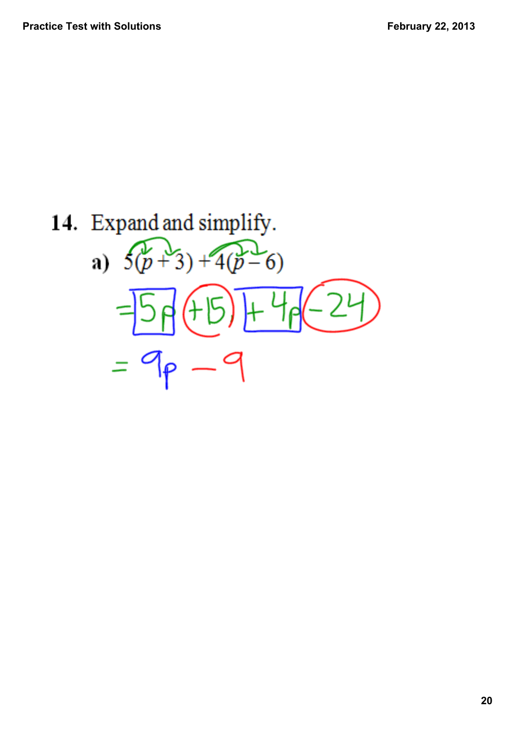**14.** Expand and simplify.

**a)** $5(p + 3) + 4(p - 6)$

$= 5p + 15 + 4p - 24$

$= 9p - 9$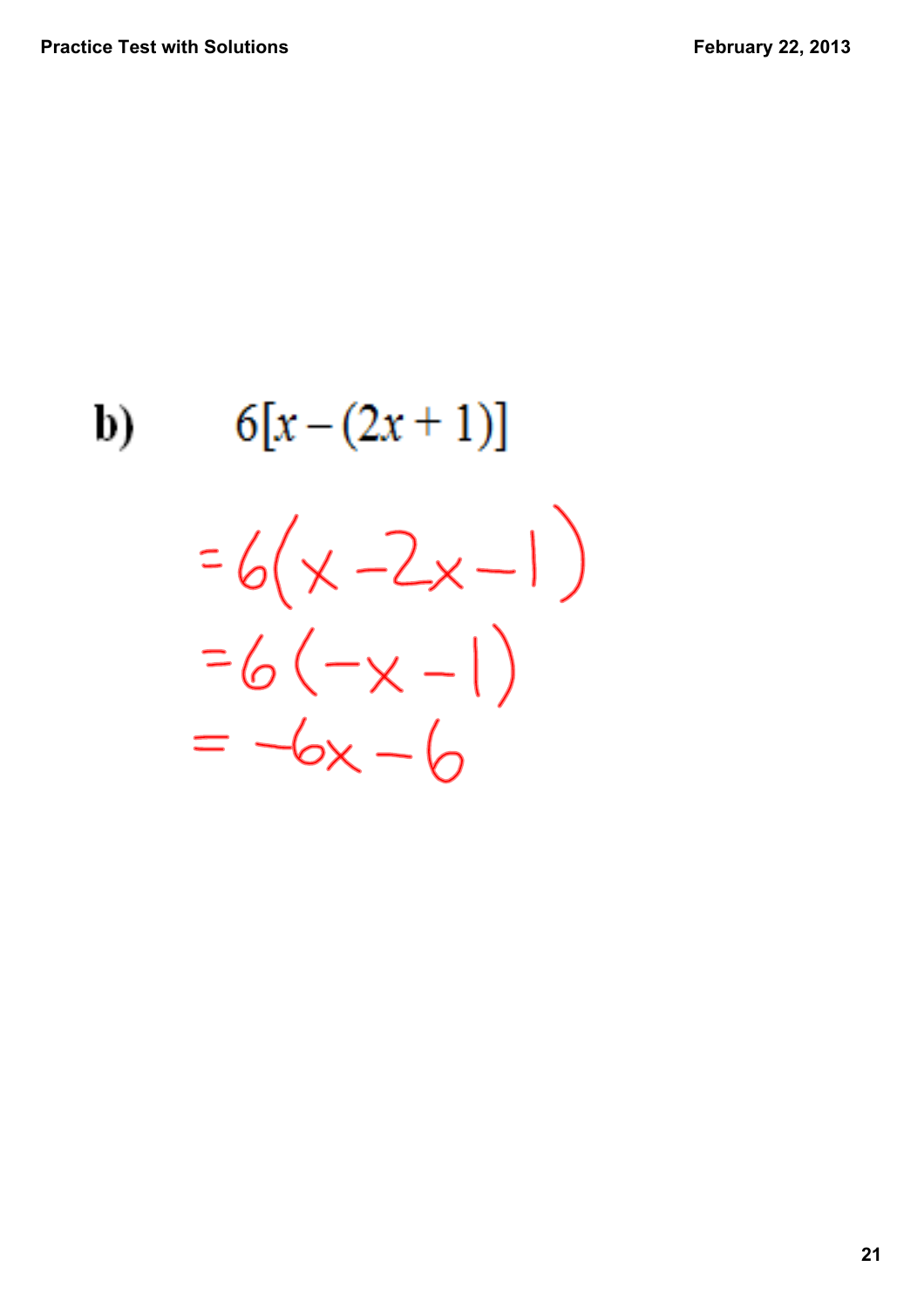**b)** $6[x-(2x+1)]$

$= 6(x - 2x - 1)$

$= 6(-x - 1)$

$= -6x - 6$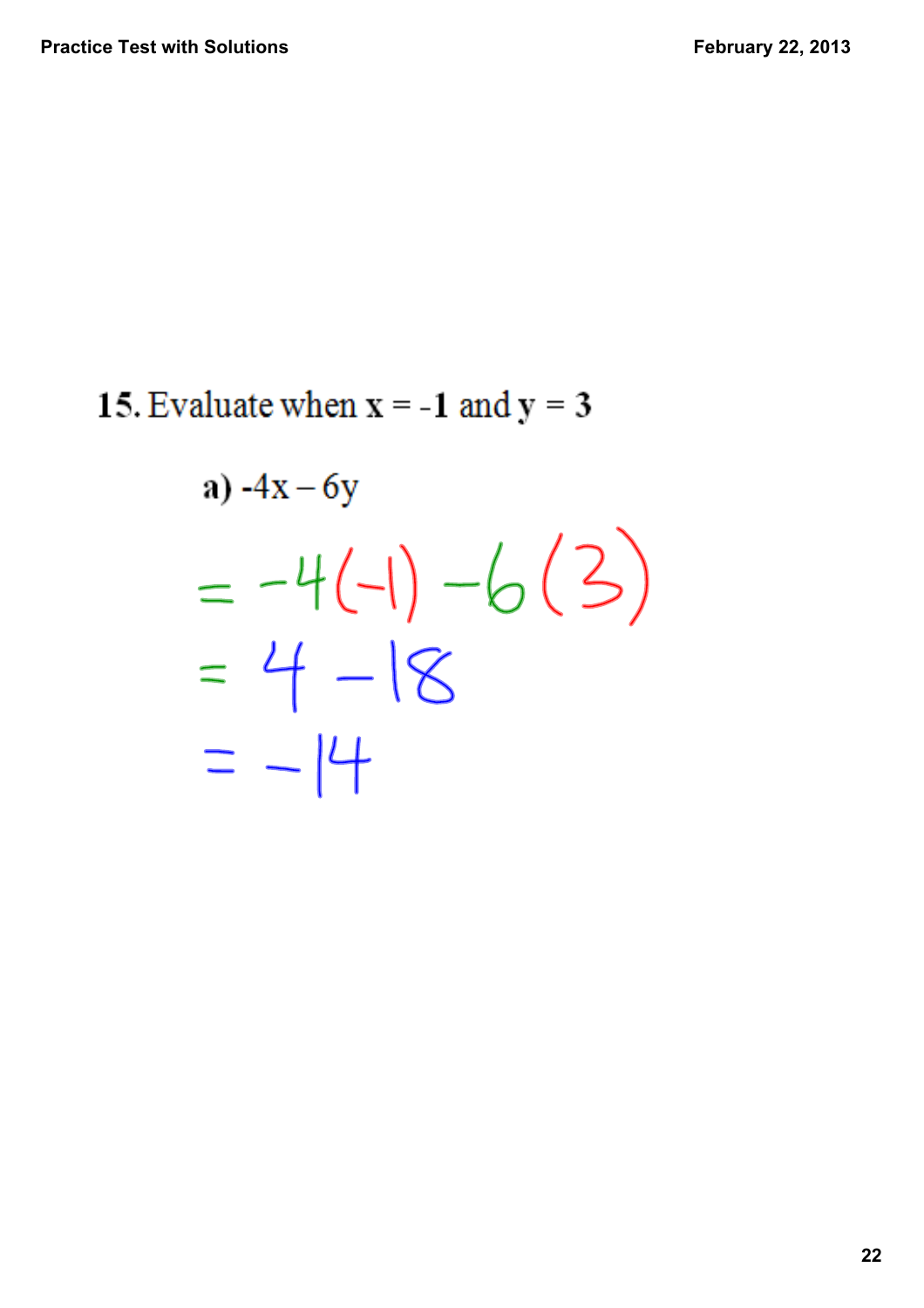**15.** Evaluate when **x** = -**1** and **y** = **3**

**a)** $-4x - 6y$

$= -4(-1) - 6(3)$

$= 4 - 18$

$= -14$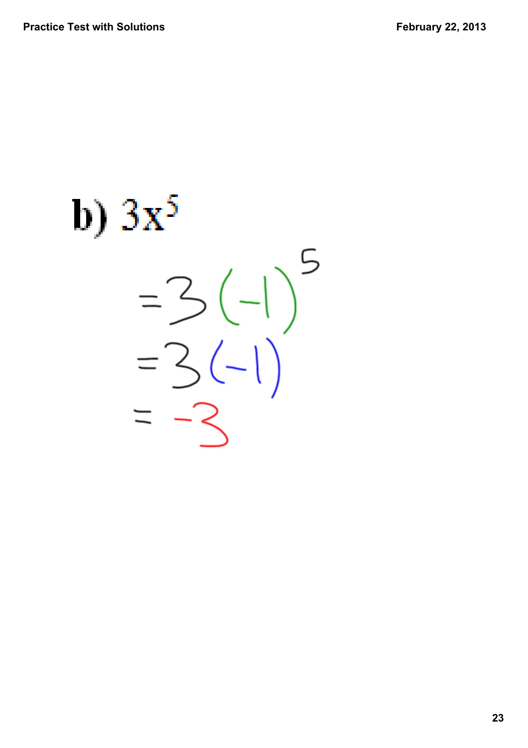b) $3x^5$

$= 3(-1)^5$

$= 3(-1)$

$= -3$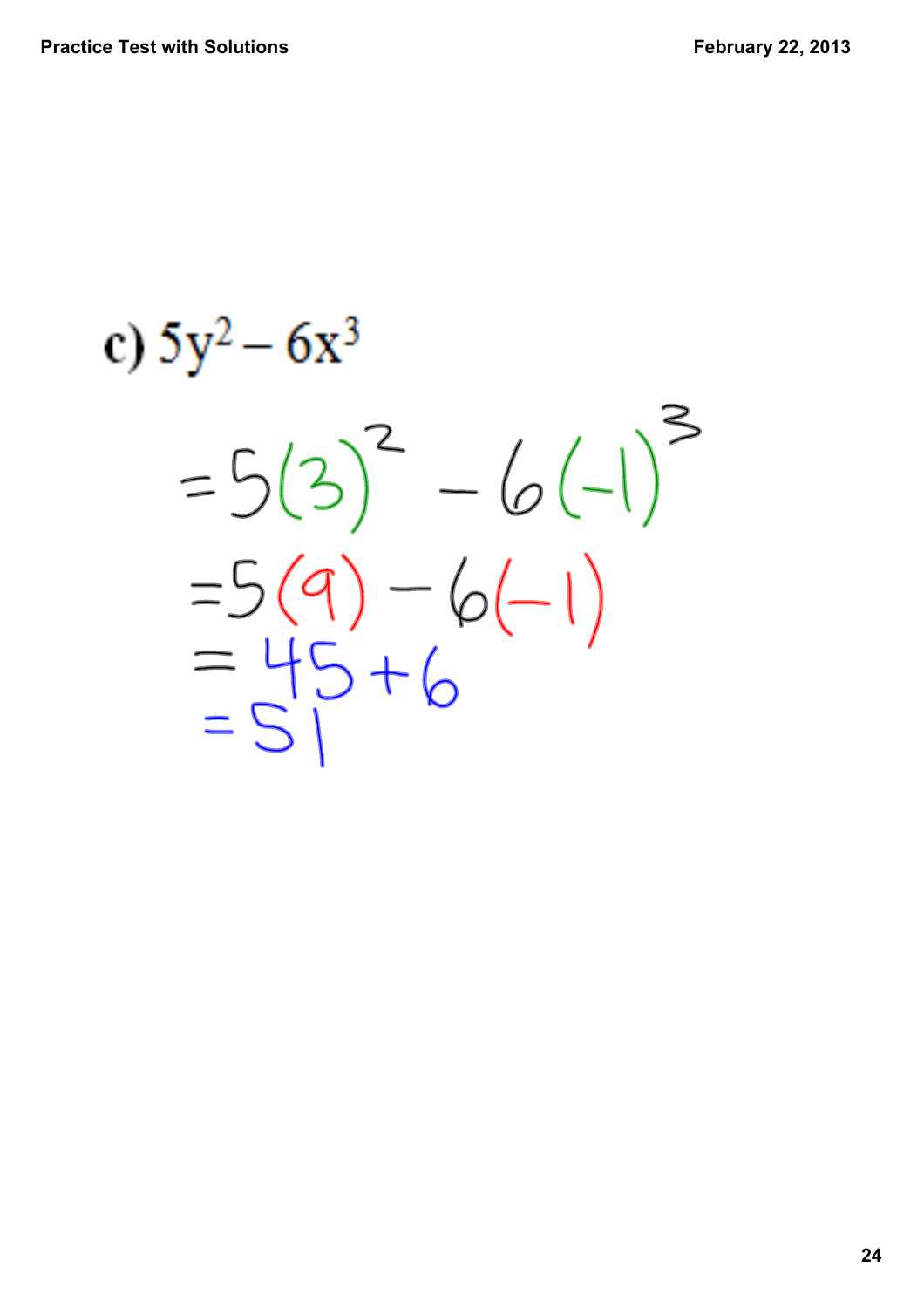c) $5y^2 - 6x^3$

$= 5(3)^2 - 6(-1)^3$

$= 5(9) - 6(-1)$

$= 45 + 6$

$= 51$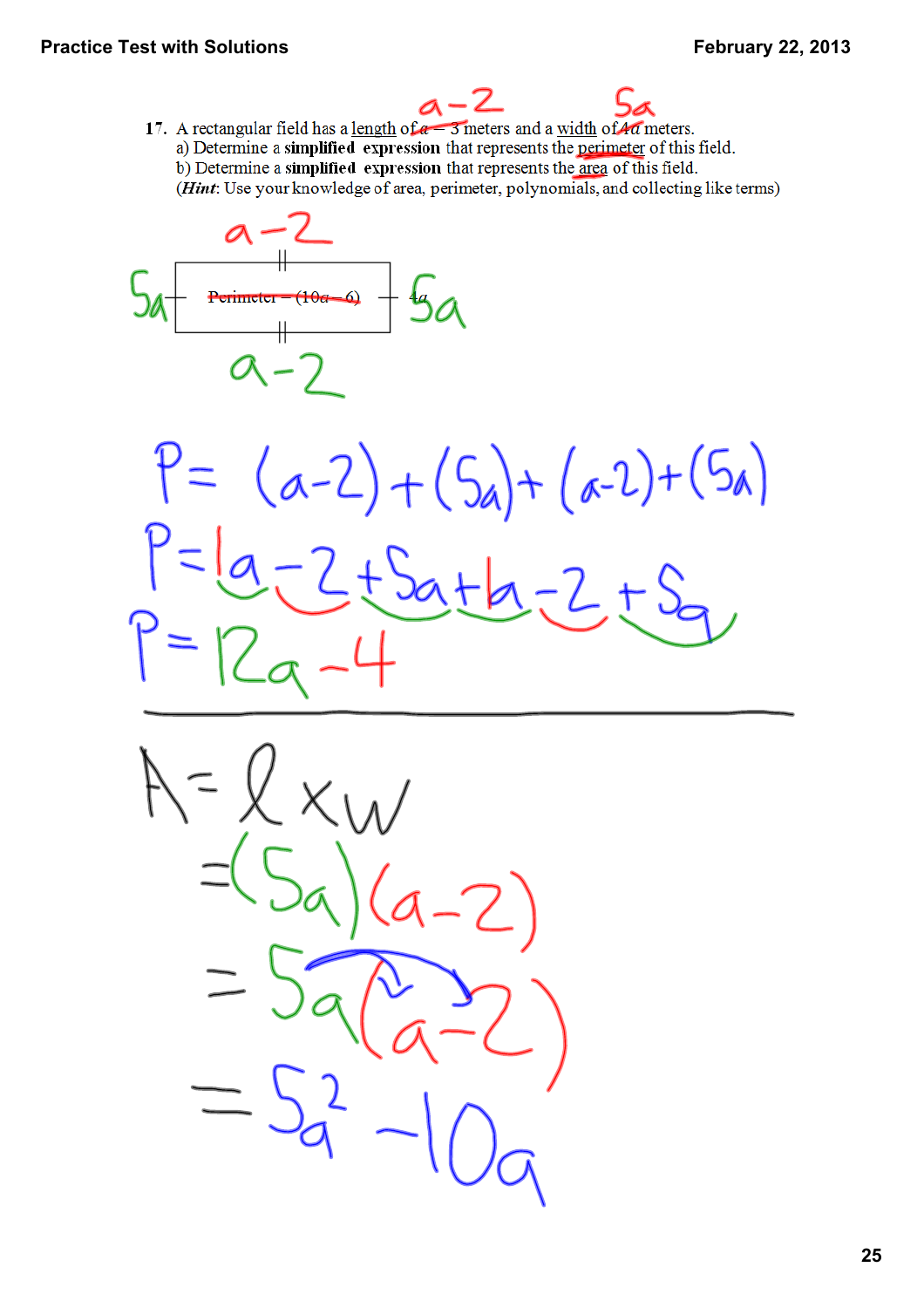17. A rectangular field has a length of ~~$a - 3$~~ $a-2$ meters and a width of ~~$4a$~~ $5a$ meters.
a) Determine a **simplified expression** that represents the perimeter of this field.
b) Determine a **simplified expression** that represents the area of this field.
(***Hint***: Use your knowledge of area, perimeter, polynomials, and collecting like terms)

~~Perimeter = $(10a - 6)$~~

Sides: $a-2$ (top), $a-2$ (bottom), $5a$ (left), ~~$4a$~~ $5a$ (right)

$$P = (a-2) + (5a) + (a-2) + (5a)$$

$$P = 1a - 2 + 5a + 1a - 2 + 5a$$

$$P = 12a - 4$$

---

$$A = l \times w$$

$$= (5a)(a-2)$$

$$= 5a(a-2)$$

$$= 5a^2 - 10a$$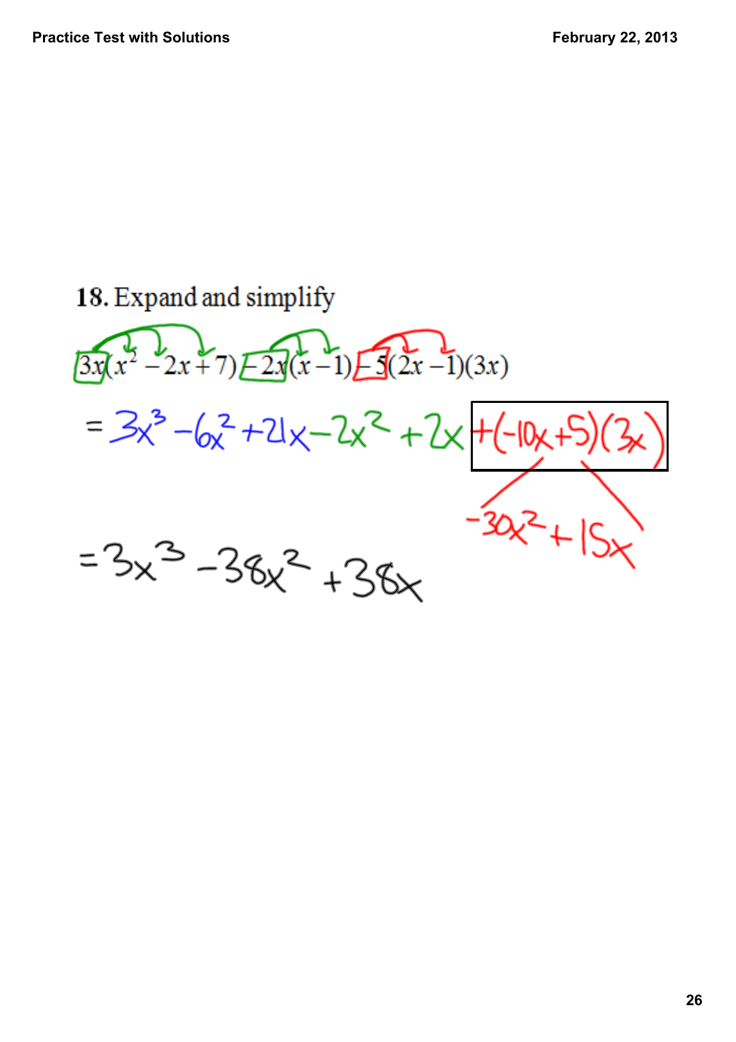**18.** Expand and simplify

$$3x(x^2 - 2x + 7) - 2x(x - 1) - 5(2x - 1)(3x)$$

$$= 3x^3 - 6x^2 + 21x - 2x^2 + 2x + (-10x + 5)(3x)$$

$$-30x^2 + 15x$$

$$= 3x^3 - 38x^2 + 38x$$